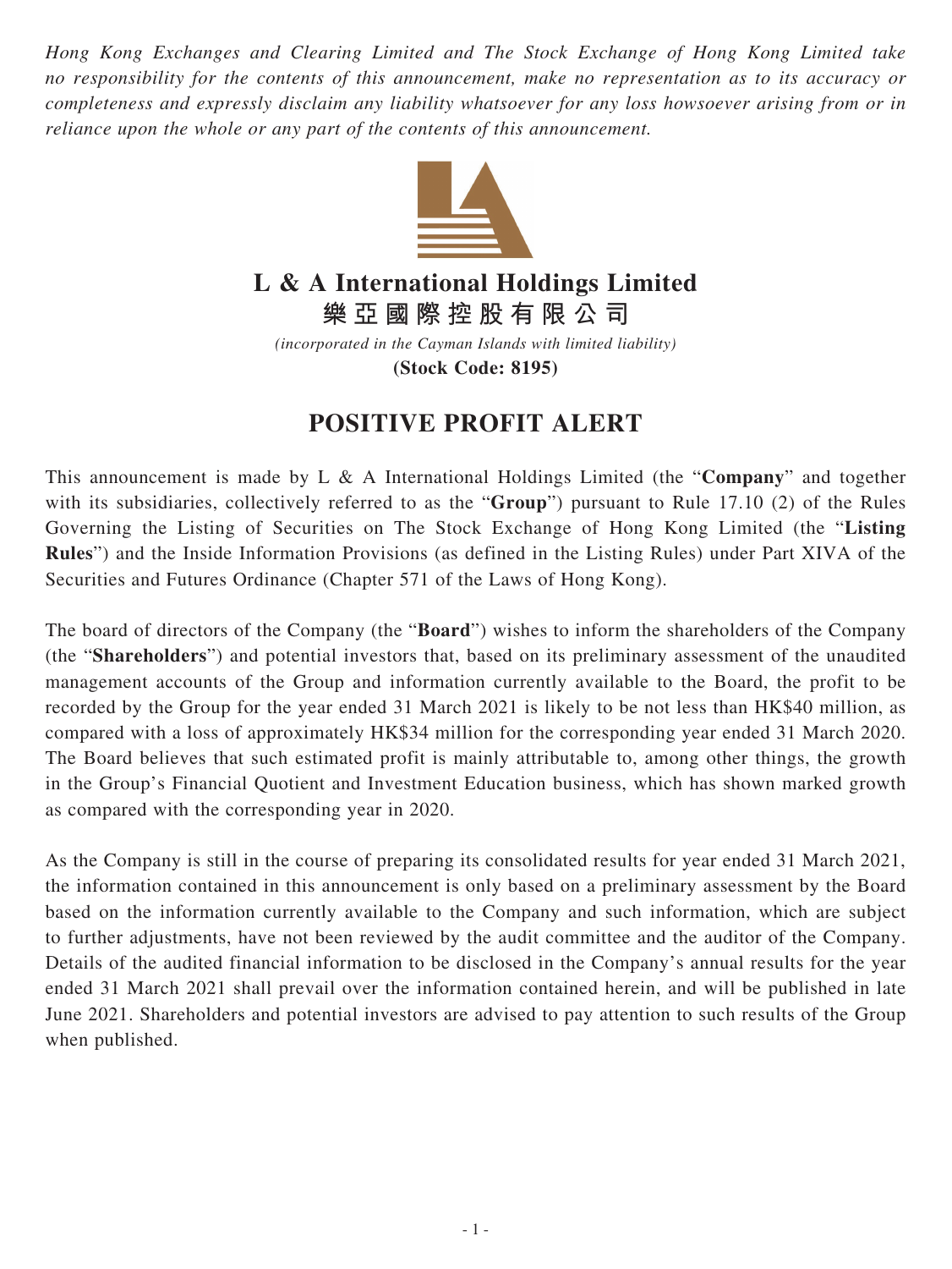*Hong Kong Exchanges and Clearing Limited and The Stock Exchange of Hong Kong Limited take no responsibility for the contents of this announcement, make no representation as to its accuracy or completeness and expressly disclaim any liability whatsoever for any loss howsoever arising from or in reliance upon the whole or any part of the contents of this announcement.*

# L & A International Holdings Limited
# 樂亞國際控股有限公司

*(incorporated in the Cayman Islands with limited liability)*

**(Stock Code: 8195)**

## POSITIVE PROFIT ALERT

This announcement is made by L & A International Holdings Limited (the "**Company**" and together with its subsidiaries, collectively referred to as the "**Group**") pursuant to Rule 17.10 (2) of the Rules Governing the Listing of Securities on The Stock Exchange of Hong Kong Limited (the "**Listing Rules**") and the Inside Information Provisions (as defined in the Listing Rules) under Part XIVA of the Securities and Futures Ordinance (Chapter 571 of the Laws of Hong Kong).

The board of directors of the Company (the "**Board**") wishes to inform the shareholders of the Company (the "**Shareholders**") and potential investors that, based on its preliminary assessment of the unaudited management accounts of the Group and information currently available to the Board, the profit to be recorded by the Group for the year ended 31 March 2021 is likely to be not less than HK$40 million, as compared with a loss of approximately HK$34 million for the corresponding year ended 31 March 2020. The Board believes that such estimated profit is mainly attributable to, among other things, the growth in the Group's Financial Quotient and Investment Education business, which has shown marked growth as compared with the corresponding year in 2020.

As the Company is still in the course of preparing its consolidated results for year ended 31 March 2021, the information contained in this announcement is only based on a preliminary assessment by the Board based on the information currently available to the Company and such information, which are subject to further adjustments, have not been reviewed by the audit committee and the auditor of the Company. Details of the audited financial information to be disclosed in the Company's annual results for the year ended 31 March 2021 shall prevail over the information contained herein, and will be published in late June 2021. Shareholders and potential investors are advised to pay attention to such results of the Group when published.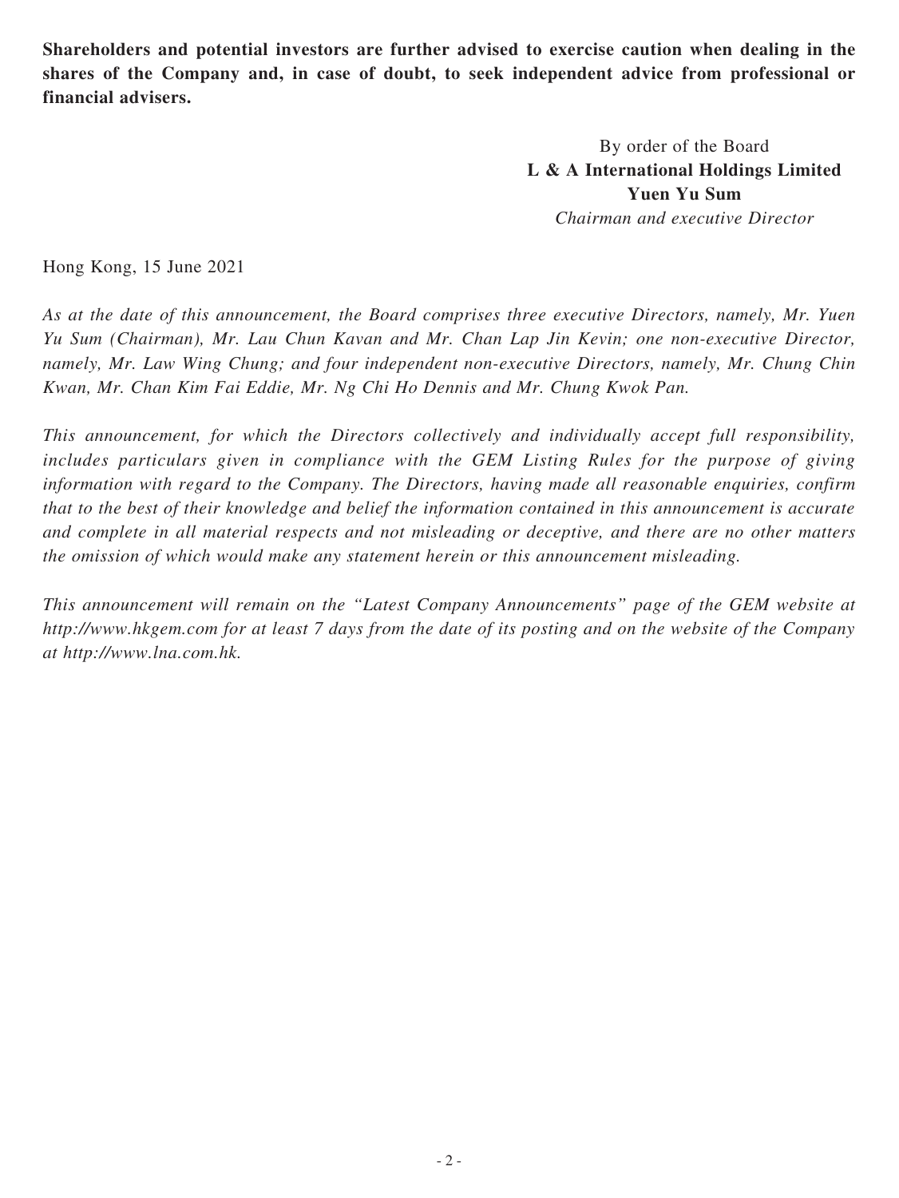**Shareholders and potential investors are further advised to exercise caution when dealing in the shares of the Company and, in case of doubt, to seek independent advice from professional or financial advisers.**

By order of the Board
**L & A International Holdings Limited**
**Yuen Yu Sum**
*Chairman and executive Director*

Hong Kong, 15 June 2021

*As at the date of this announcement, the Board comprises three executive Directors, namely, Mr. Yuen Yu Sum (Chairman), Mr. Lau Chun Kavan and Mr. Chan Lap Jin Kevin; one non-executive Director, namely, Mr. Law Wing Chung; and four independent non-executive Directors, namely, Mr. Chung Chin Kwan, Mr. Chan Kim Fai Eddie, Mr. Ng Chi Ho Dennis and Mr. Chung Kwok Pan.*

*This announcement, for which the Directors collectively and individually accept full responsibility, includes particulars given in compliance with the GEM Listing Rules for the purpose of giving information with regard to the Company. The Directors, having made all reasonable enquiries, confirm that to the best of their knowledge and belief the information contained in this announcement is accurate and complete in all material respects and not misleading or deceptive, and there are no other matters the omission of which would make any statement herein or this announcement misleading.*

*This announcement will remain on the "Latest Company Announcements" page of the GEM website at http://www.hkgem.com for at least 7 days from the date of its posting and on the website of the Company at http://www.lna.com.hk.*